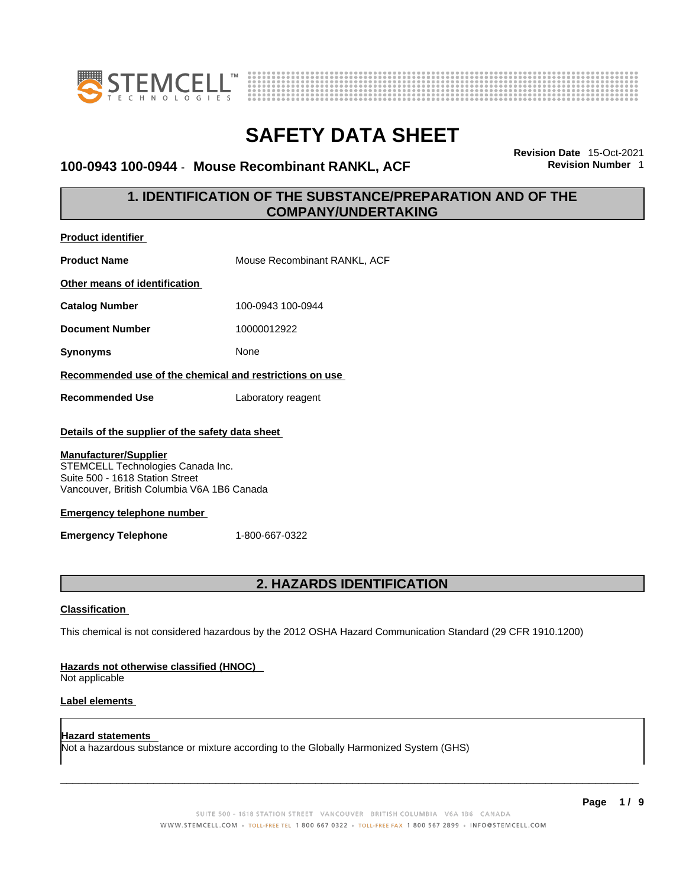# SAFETY DATA SHEET

## 100-0943 100-0944 - Mouse Recombinant RANKL, ACF

**Revision Date** 15-Oct-2021
**Revision Number** 1

## 1. IDENTIFICATION OF THE SUBSTANCE/PREPARATION AND OF THE COMPANY/UNDERTAKING

**Product identifier**

**Product Name** Mouse Recombinant RANKL, ACF

**Other means of identification**

**Catalog Number** 100-0943 100-0944

**Document Number** 10000012922

**Synonyms** None

**Recommended use of the chemical and restrictions on use**

**Recommended Use** Laboratory reagent

**Details of the supplier of the safety data sheet**

**Manufacturer/Supplier**
STEMCELL Technologies Canada Inc.
Suite 500 - 1618 Station Street
Vancouver, British Columbia V6A 1B6 Canada

**Emergency telephone number**

**Emergency Telephone** 1-800-667-0322

## 2. HAZARDS IDENTIFICATION

**Classification**

This chemical is not considered hazardous by the 2012 OSHA Hazard Communication Standard (29 CFR 1910.1200)

**Hazards not otherwise classified (HNOC)**
Not applicable

**Label elements**

**Hazard statements**
Not a hazardous substance or mixture according to the Globally Harmonized System (GHS)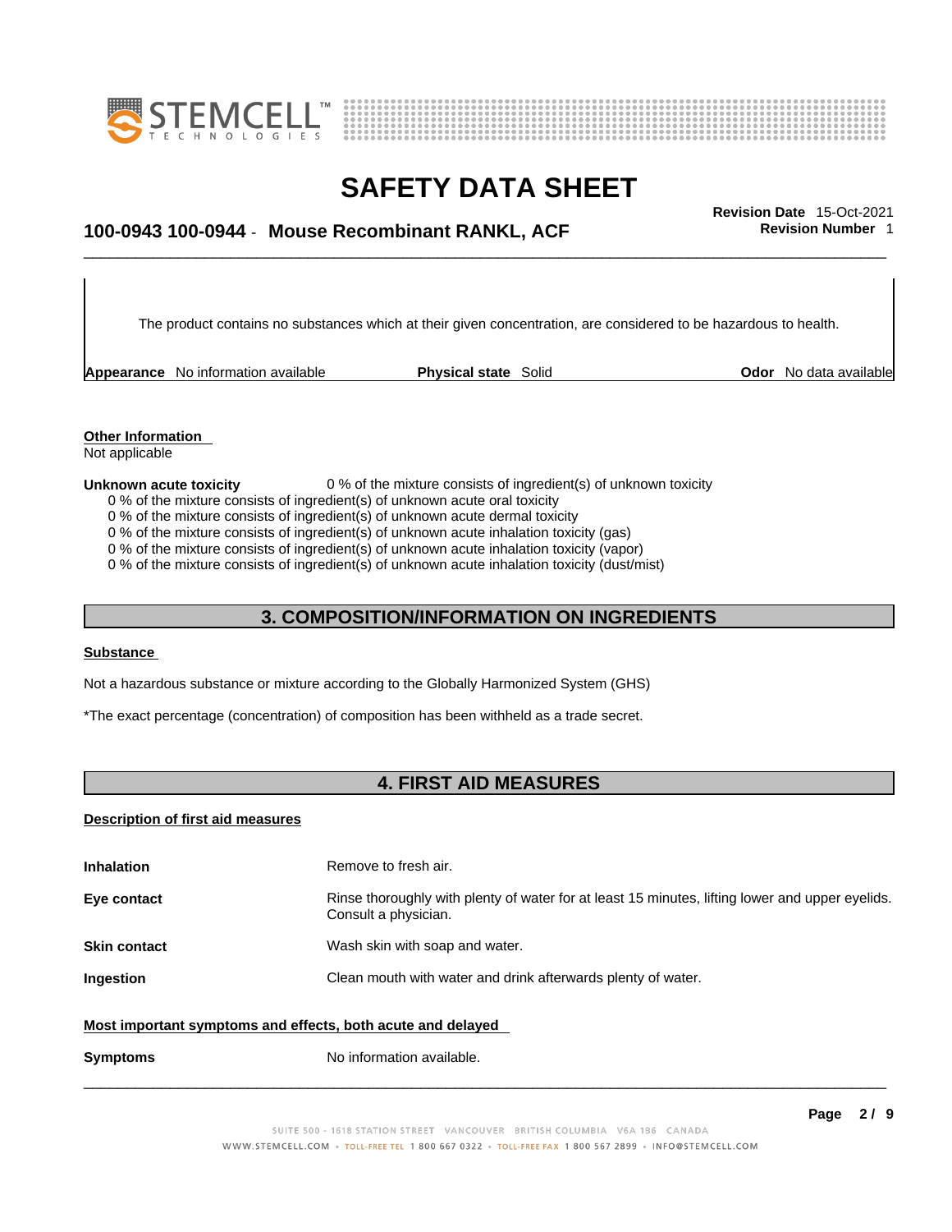The product contains no substances which at their given concentration, are considered to be hazardous to health.

| **Appearance** No information available | **Physical state** Solid | **Odor** No data available |
|---|---|---|

**Other Information**
Not applicable

**Unknown acute toxicity** 0 % of the mixture consists of ingredient(s) of unknown toxicity
0 % of the mixture consists of ingredient(s) of unknown acute oral toxicity
0 % of the mixture consists of ingredient(s) of unknown acute dermal toxicity
0 % of the mixture consists of ingredient(s) of unknown acute inhalation toxicity (gas)
0 % of the mixture consists of ingredient(s) of unknown acute inhalation toxicity (vapor)
0 % of the mixture consists of ingredient(s) of unknown acute inhalation toxicity (dust/mist)

## 3. COMPOSITION/INFORMATION ON INGREDIENTS

**Substance**

Not a hazardous substance or mixture according to the Globally Harmonized System (GHS)

*The exact percentage (concentration) of composition has been withheld as a trade secret.

## 4. FIRST AID MEASURES

**Description of first aid measures**

| | |
|---|---|
| **Inhalation** | Remove to fresh air. |
| **Eye contact** | Rinse thoroughly with plenty of water for at least 15 minutes, lifting lower and upper eyelids. Consult a physician. |
| **Skin contact** | Wash skin with soap and water. |
| **Ingestion** | Clean mouth with water and drink afterwards plenty of water. |

**Most important symptoms and effects, both acute and delayed**

| | |
|---|---|
| **Symptoms** | No information available. |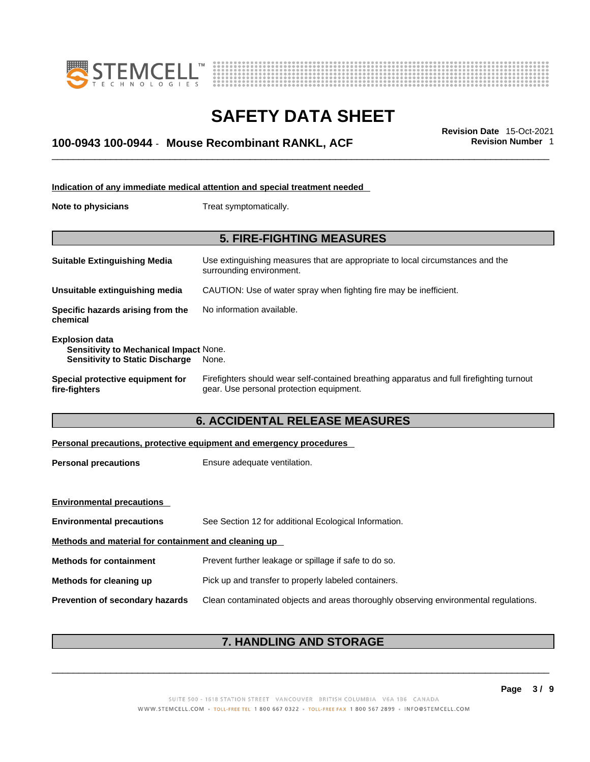#### Indication of any immediate medical attention and special treatment needed

**Note to physicians** Treat symptomatically.

## 5. FIRE-FIGHTING MEASURES

**Suitable Extinguishing Media** Use extinguishing measures that are appropriate to local circumstances and the surrounding environment.

**Unsuitable extinguishing media** CAUTION: Use of water spray when fighting fire may be inefficient.

**Specific hazards arising from the chemical** No information available.

**Explosion data**
**Sensitivity to Mechanical Impact** None.
**Sensitivity to Static Discharge** None.

**Special protective equipment for fire-fighters** Firefighters should wear self-contained breathing apparatus and full firefighting turnout gear. Use personal protection equipment.

## 6. ACCIDENTAL RELEASE MEASURES

#### Personal precautions, protective equipment and emergency procedures

**Personal precautions** Ensure adequate ventilation.

#### Environmental precautions

**Environmental precautions** See Section 12 for additional Ecological Information.

#### Methods and material for containment and cleaning up

**Methods for containment** Prevent further leakage or spillage if safe to do so.

**Methods for cleaning up** Pick up and transfer to properly labeled containers.

**Prevention of secondary hazards** Clean contaminated objects and areas thoroughly observing environmental regulations.

## 7. HANDLING AND STORAGE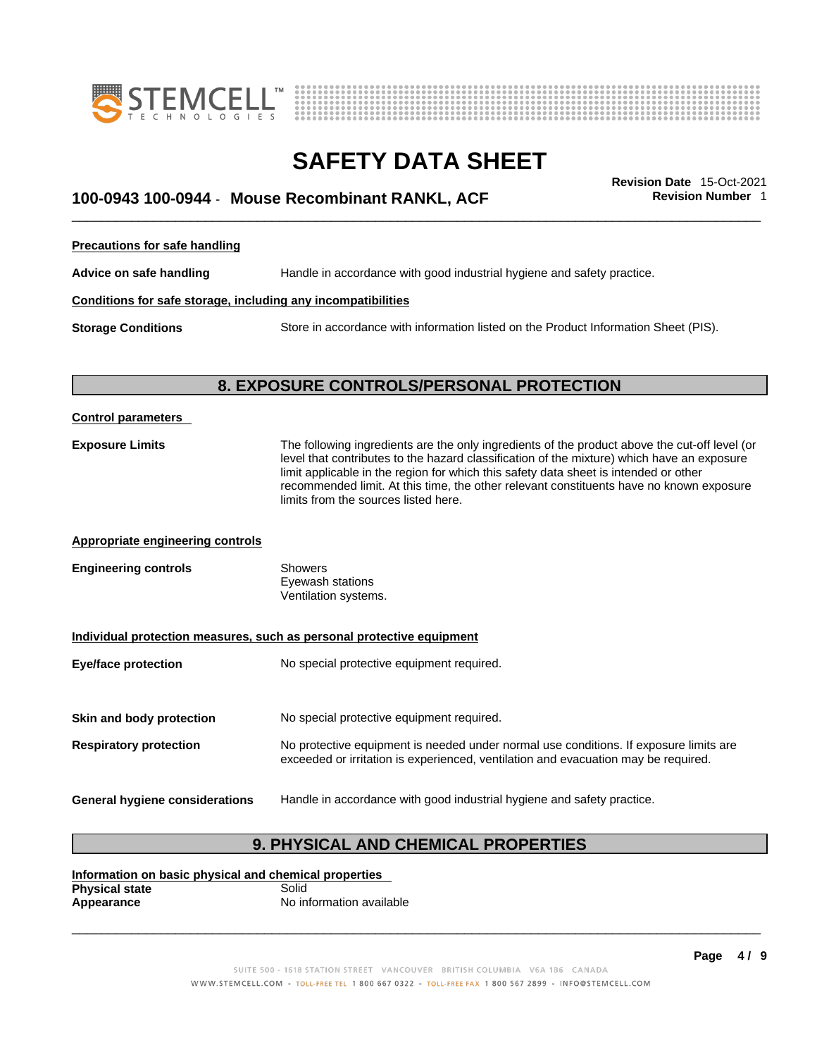#### Precautions for safe handling

**Advice on safe handling** Handle in accordance with good industrial hygiene and safety practice.

#### Conditions for safe storage, including any incompatibilities

**Storage Conditions** Store in accordance with information listed on the Product Information Sheet (PIS).

## 8. EXPOSURE CONTROLS/PERSONAL PROTECTION

#### Control parameters

**Exposure Limits** The following ingredients are the only ingredients of the product above the cut-off level (or level that contributes to the hazard classification of the mixture) which have an exposure limit applicable in the region for which this safety data sheet is intended or other recommended limit. At this time, the other relevant constituents have no known exposure limits from the sources listed here.

#### Appropriate engineering controls

**Engineering controls** Showers
Eyewash stations
Ventilation systems.

#### Individual protection measures, such as personal protective equipment

**Eye/face protection** No special protective equipment required.

**Skin and body protection** No special protective equipment required.

**Respiratory protection** No protective equipment is needed under normal use conditions. If exposure limits are exceeded or irritation is experienced, ventilation and evacuation may be required.

**General hygiene considerations** Handle in accordance with good industrial hygiene and safety practice.

## 9. PHYSICAL AND CHEMICAL PROPERTIES

#### Information on basic physical and chemical properties

**Physical state** Solid
**Appearance** No information available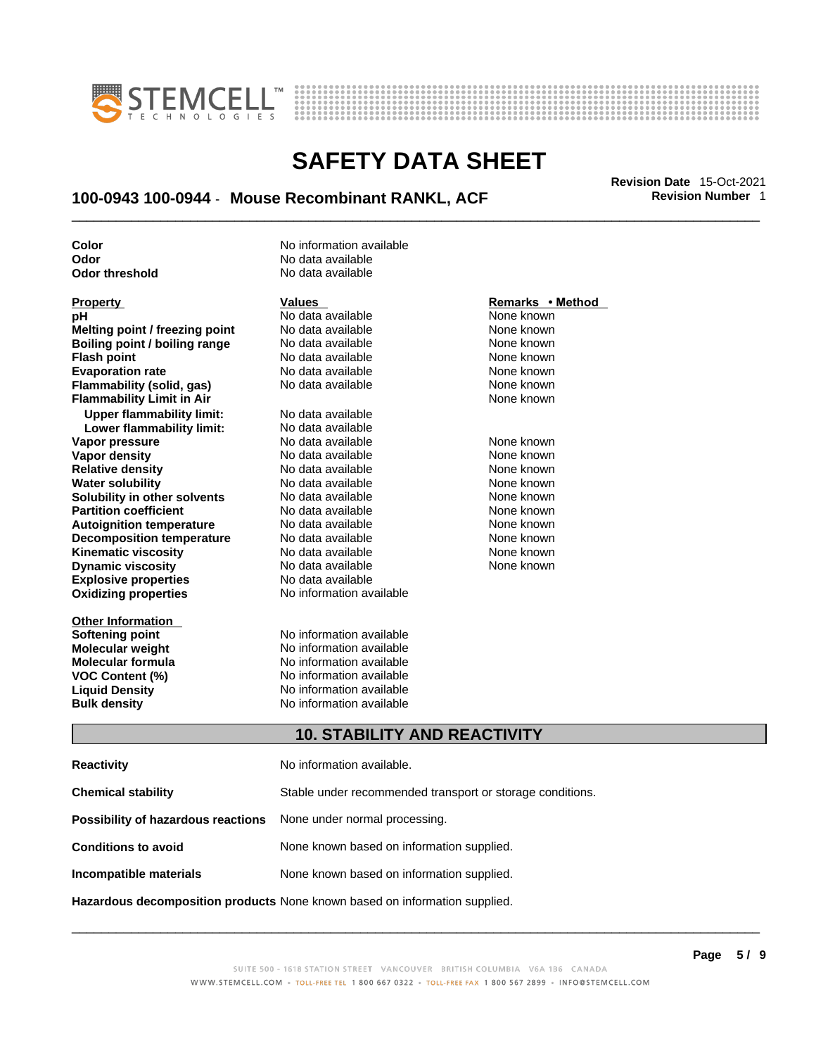| | |
|---|---|
| **Color** | No information available |
| **Odor** | No data available |
| **Odor threshold** | No data available |

| Property | Values | Remarks • Method |
|---|---|---|
| **pH** | No data available | None known |
| **Melting point / freezing point** | No data available | None known |
| **Boiling point / boiling range** | No data available | None known |
| **Flash point** | No data available | None known |
| **Evaporation rate** | No data available | None known |
| **Flammability (solid, gas)** | No data available | None known |
| **Flammability Limit in Air** | | None known |
| **Upper flammability limit:** | No data available | |
| **Lower flammability limit:** | No data available | |
| **Vapor pressure** | No data available | None known |
| **Vapor density** | No data available | None known |
| **Relative density** | No data available | None known |
| **Water solubility** | No data available | None known |
| **Solubility in other solvents** | No data available | None known |
| **Partition coefficient** | No data available | None known |
| **Autoignition temperature** | No data available | None known |
| **Decomposition temperature** | No data available | None known |
| **Kinematic viscosity** | No data available | None known |
| **Dynamic viscosity** | No data available | None known |
| **Explosive properties** | No data available | |
| **Oxidizing properties** | No information available | |

| Other Information | |
|---|---|
| **Softening point** | No information available |
| **Molecular weight** | No information available |
| **Molecular formula** | No information available |
| **VOC Content (%)** | No information available |
| **Liquid Density** | No information available |
| **Bulk density** | No information available |

## 10. STABILITY AND REACTIVITY

| | |
|---|---|
| **Reactivity** | No information available. |
| **Chemical stability** | Stable under recommended transport or storage conditions. |
| **Possibility of hazardous reactions** | None under normal processing. |
| **Conditions to avoid** | None known based on information supplied. |
| **Incompatible materials** | None known based on information supplied. |
| **Hazardous decomposition products** | None known based on information supplied. |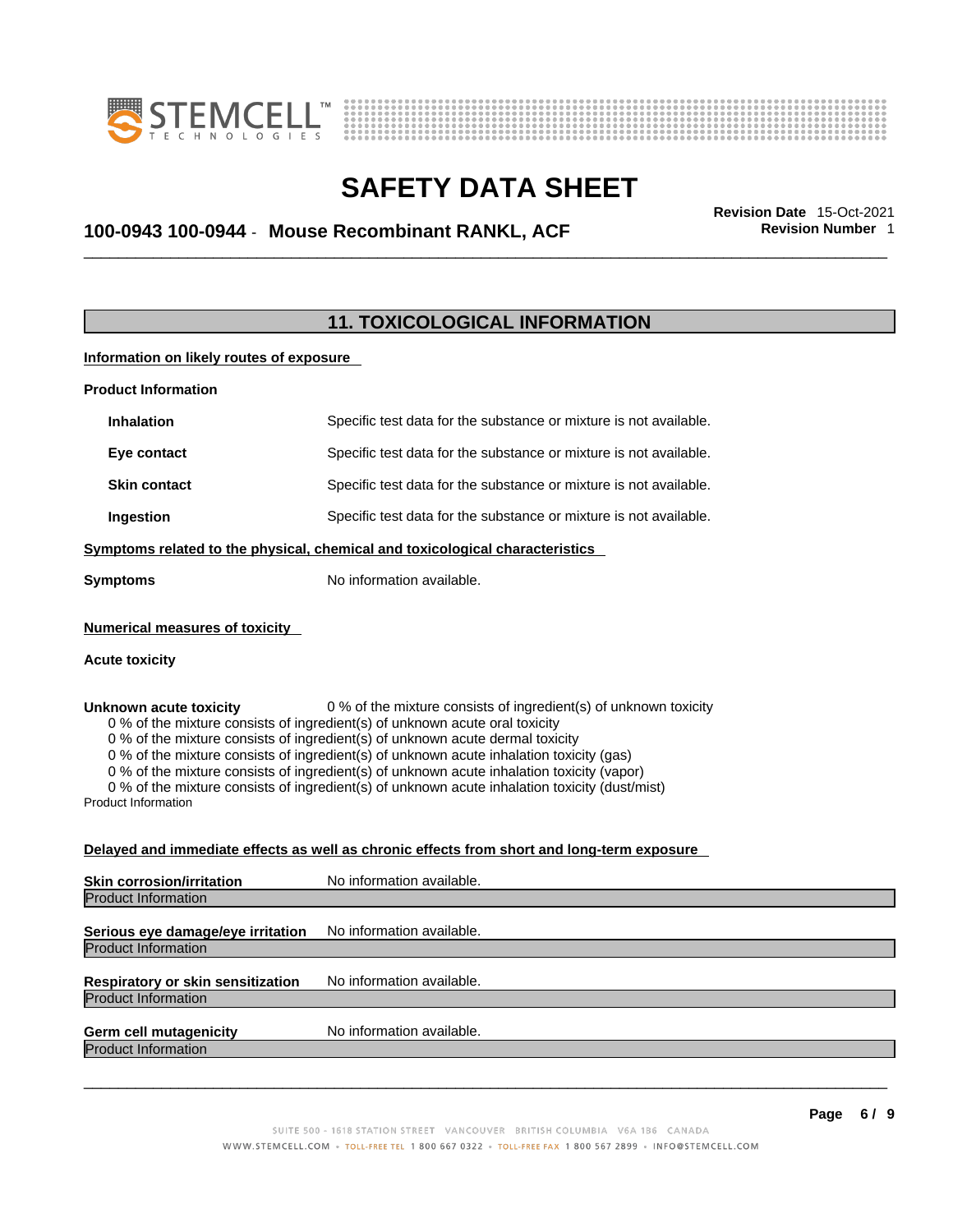## 11. TOXICOLOGICAL INFORMATION

**Information on likely routes of exposure**

**Product Information**

| | |
|---|---|
| **Inhalation** | Specific test data for the substance or mixture is not available. |
| **Eye contact** | Specific test data for the substance or mixture is not available. |
| **Skin contact** | Specific test data for the substance or mixture is not available. |
| **Ingestion** | Specific test data for the substance or mixture is not available. |

**Symptoms related to the physical, chemical and toxicological characteristics**

**Symptoms** No information available.

**Numerical measures of toxicity**

**Acute toxicity**

**Unknown acute toxicity** 0 % of the mixture consists of ingredient(s) of unknown toxicity

0 % of the mixture consists of ingredient(s) of unknown acute oral toxicity
0 % of the mixture consists of ingredient(s) of unknown acute dermal toxicity
0 % of the mixture consists of ingredient(s) of unknown acute inhalation toxicity (gas)
0 % of the mixture consists of ingredient(s) of unknown acute inhalation toxicity (vapor)
0 % of the mixture consists of ingredient(s) of unknown acute inhalation toxicity (dust/mist)

Product Information

**Delayed and immediate effects as well as chronic effects from short and long-term exposure**

**Skin corrosion/irritation** No information available.

Product Information

**Serious eye damage/eye irritation** No information available.

Product Information

**Respiratory or skin sensitization** No information available.

Product Information

**Germ cell mutagenicity** No information available.

Product Information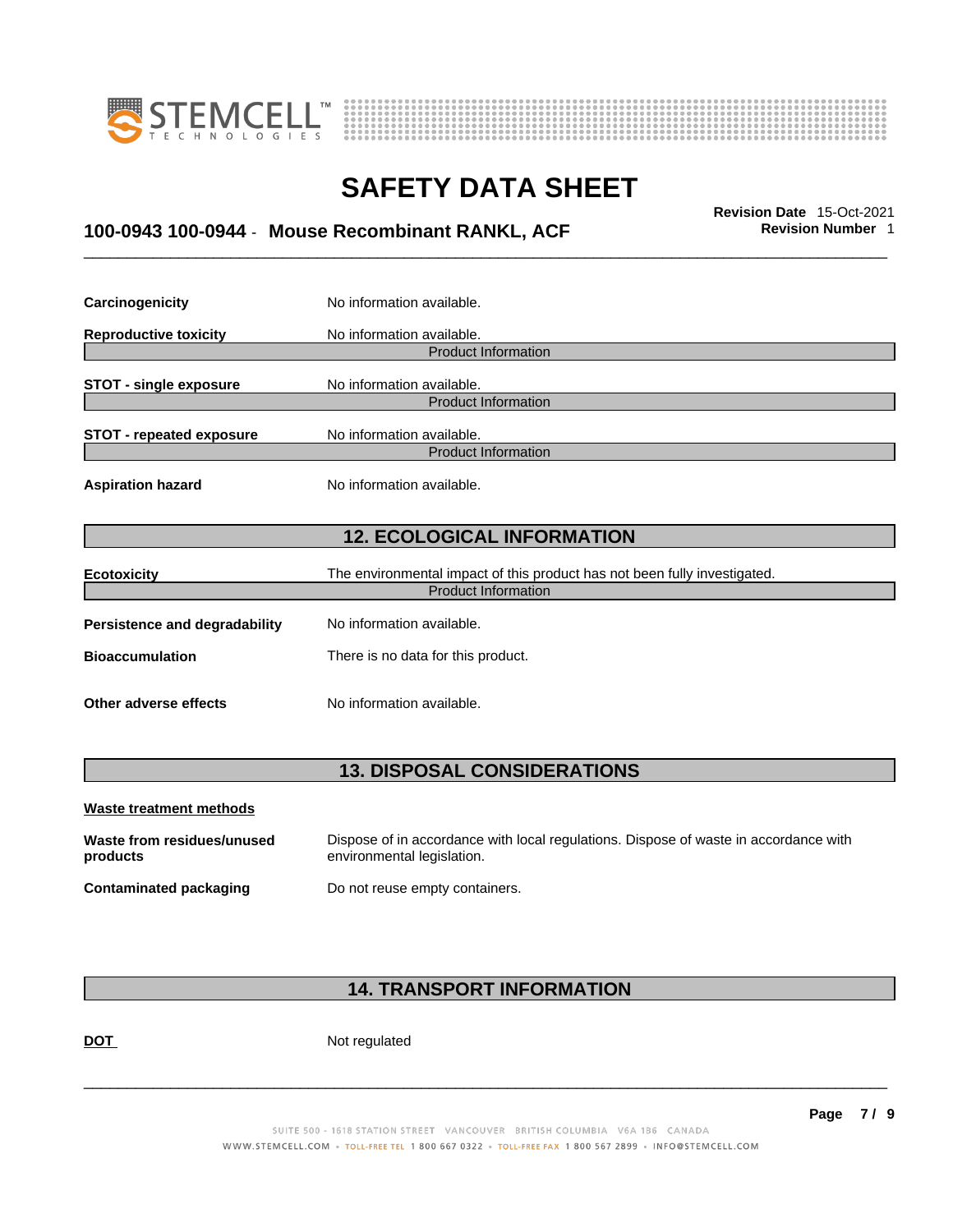| | |
|---|---|
| **Carcinogenicity** | No information available. |
| **Reproductive toxicity** | No information available. |

Product Information

| | |
|---|---|
| **STOT - single exposure** | No information available. |

Product Information

| | |
|---|---|
| **STOT - repeated exposure** | No information available. |

Product Information

| | |
|---|---|
| **Aspiration hazard** | No information available. |

## 12. ECOLOGICAL INFORMATION

| | |
|---|---|
| **Ecotoxicity** | The environmental impact of this product has not been fully investigated. |

Product Information

| | |
|---|---|
| **Persistence and degradability** | No information available. |
| **Bioaccumulation** | There is no data for this product. |
| **Other adverse effects** | No information available. |

## 13. DISPOSAL CONSIDERATIONS

**Waste treatment methods**

| | |
|---|---|
| **Waste from residues/unused products** | Dispose of in accordance with local regulations. Dispose of waste in accordance with environmental legislation. |
| **Contaminated packaging** | Do not reuse empty containers. |

## 14. TRANSPORT INFORMATION

| | |
|---|---|
| **DOT** | Not regulated |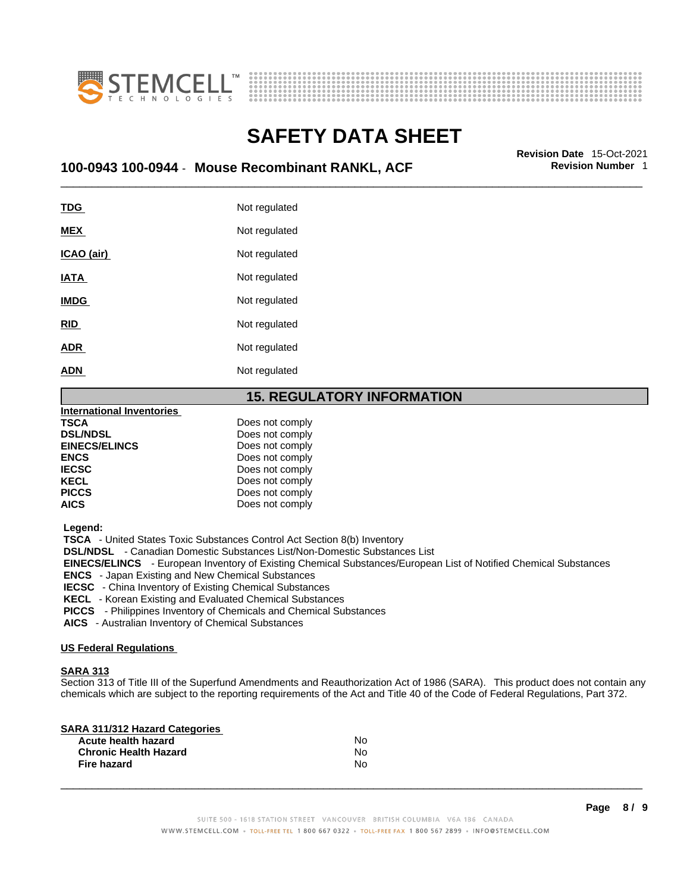| | |
|---|---|
| **TDG** | Not regulated |
| **MEX** | Not regulated |
| **ICAO (air)** | Not regulated |
| **IATA** | Not regulated |
| **IMDG** | Not regulated |
| **RID** | Not regulated |
| **ADR** | Not regulated |
| **ADN** | Not regulated |

## 15. REGULATORY INFORMATION

**International Inventories**

| | |
|---|---|
| **TSCA** | Does not comply |
| **DSL/NDSL** | Does not comply |
| **EINECS/ELINCS** | Does not comply |
| **ENCS** | Does not comply |
| **IECSC** | Does not comply |
| **KECL** | Does not comply |
| **PICCS** | Does not comply |
| **AICS** | Does not comply |

**Legend:**

**TSCA** - United States Toxic Substances Control Act Section 8(b) Inventory
**DSL/NDSL** - Canadian Domestic Substances List/Non-Domestic Substances List
**EINECS/ELINCS** - European Inventory of Existing Chemical Substances/European List of Notified Chemical Substances
**ENCS** - Japan Existing and New Chemical Substances
**IECSC** - China Inventory of Existing Chemical Substances
**KECL** - Korean Existing and Evaluated Chemical Substances
**PICCS** - Philippines Inventory of Chemicals and Chemical Substances
**AICS** - Australian Inventory of Chemical Substances

**US Federal Regulations**

**SARA 313**

Section 313 of Title III of the Superfund Amendments and Reauthorization Act of 1986 (SARA). This product does not contain any chemicals which are subject to the reporting requirements of the Act and Title 40 of the Code of Federal Regulations, Part 372.

**SARA 311/312 Hazard Categories**

| | |
|---|---|
| **Acute health hazard** | No |
| **Chronic Health Hazard** | No |
| **Fire hazard** | No |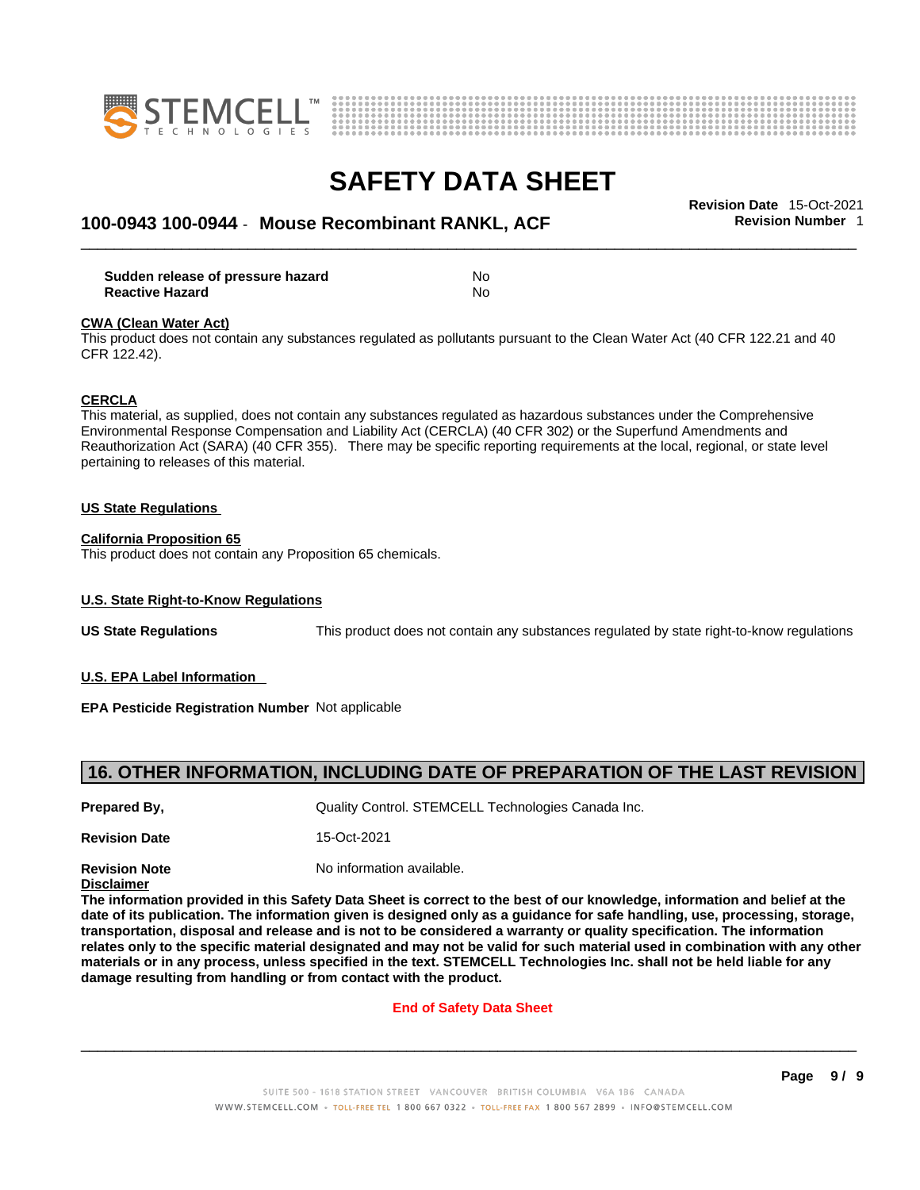| | |
|---|---|
| **Sudden release of pressure hazard** | No |
| **Reactive Hazard** | No |

**CWA (Clean Water Act)**

This product does not contain any substances regulated as pollutants pursuant to the Clean Water Act (40 CFR 122.21 and 40 CFR 122.42).

**CERCLA**

This material, as supplied, does not contain any substances regulated as hazardous substances under the Comprehensive Environmental Response Compensation and Liability Act (CERCLA) (40 CFR 302) or the Superfund Amendments and Reauthorization Act (SARA) (40 CFR 355). There may be specific reporting requirements at the local, regional, or state level pertaining to releases of this material.

**US State Regulations**

**California Proposition 65**

This product does not contain any Proposition 65 chemicals.

**U.S. State Right-to-Know Regulations**

| | |
|---|---|
| **US State Regulations** | This product does not contain any substances regulated by state right-to-know regulations |

**U.S. EPA Label Information**

**EPA Pesticide Registration Number** Not applicable

## 16. OTHER INFORMATION, INCLUDING DATE OF PREPARATION OF THE LAST REVISION

| | |
|---|---|
| **Prepared By,** | Quality Control. STEMCELL Technologies Canada Inc. |
| **Revision Date** | 15-Oct-2021 |
| **Revision Note** | No information available. |

**Disclaimer**

**The information provided in this Safety Data Sheet is correct to the best of our knowledge, information and belief at the date of its publication. The information given is designed only as a guidance for safe handling, use, processing, storage, transportation, disposal and release and is not to be considered a warranty or quality specification. The information relates only to the specific material designated and may not be valid for such material used in combination with any other materials or in any process, unless specified in the text. STEMCELL Technologies Inc. shall not be held liable for any damage resulting from handling or from contact with the product.**

**End of Safety Data Sheet**